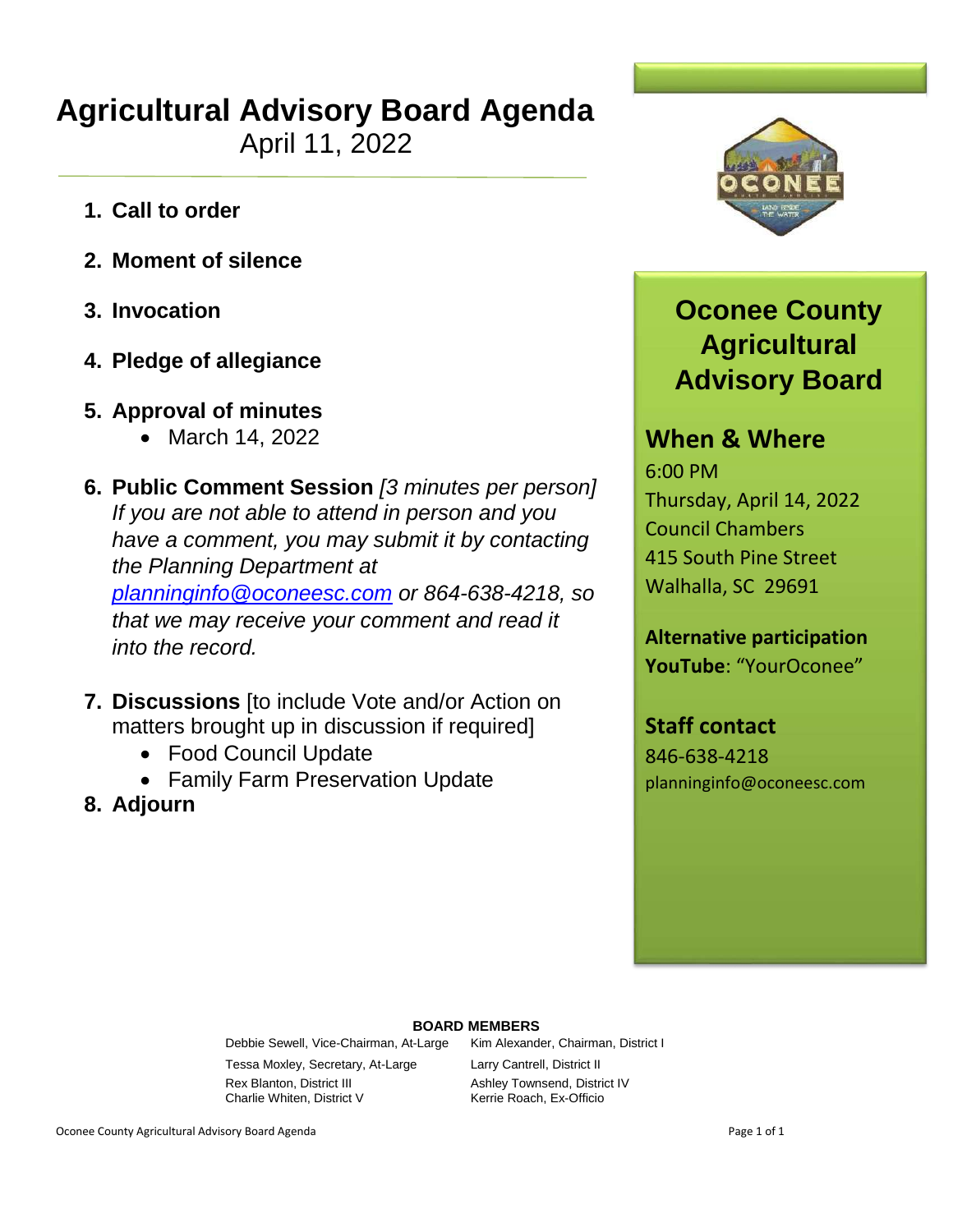# Agricultural Advisory Board Agenda

April 11, 2022

1. **Call to order**
2. **Moment of silence**
3. **Invocation**
4. **Pledge of allegiance**
5. **Approval of minutes**
   - March 14, 2022
6. **Public Comment Session** *[3 minutes per person]* *If you are not able to attend in person and you have a comment, you may submit it by contacting the Planning Department at [planninginfo@oconeesc.com](mailto:planninginfo@oconeesc.com) or 864-638-4218, so that we may receive your comment and read it into the record.*
7. **Discussions** [to include Vote and/or Action on matters brought up in discussion if required]
   - Food Council Update
   - Family Farm Preservation Update
8. **Adjourn**

## Oconee County Agricultural Advisory Board

### When & Where

6:00 PM
Thursday, April 14, 2022
Council Chambers
415 South Pine Street
Walhalla, SC 29691

**Alternative participation**
**YouTube**: "YourOconee"

### Staff contact

846-638-4218
planninginfo@oconeesc.com

**BOARD MEMBERS**

Debbie Sewell, Vice-Chairman, At-Large
Tessa Moxley, Secretary, At-Large
Rex Blanton, District III
Charlie Whiten, District V
Kim Alexander, Chairman, District I
Larry Cantrell, District II
Ashley Townsend, District IV
Kerrie Roach, Ex-Officio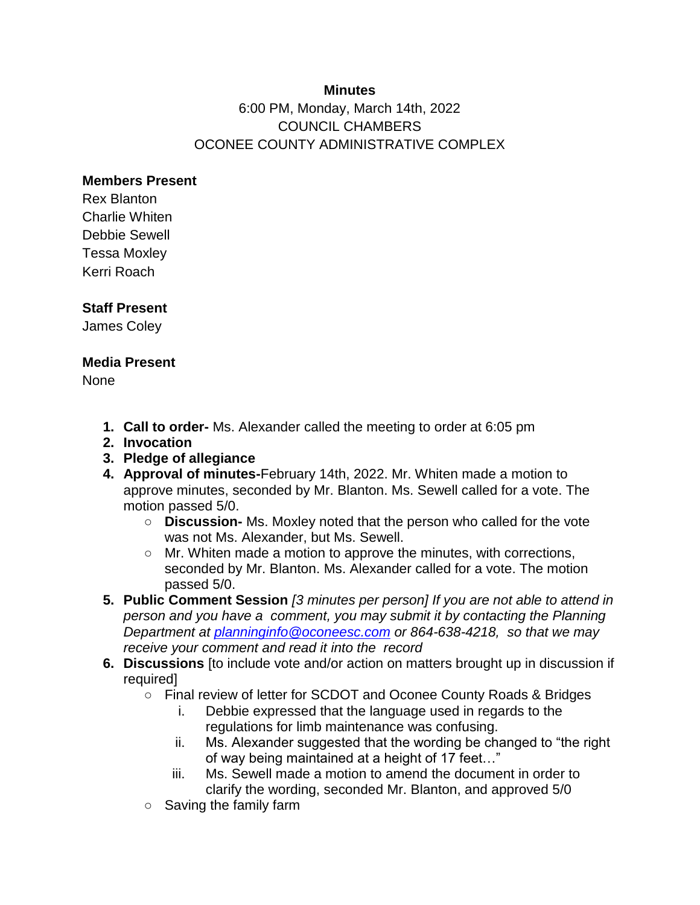**Minutes**

6:00 PM, Monday, March 14th, 2022
COUNCIL CHAMBERS
OCONEE COUNTY ADMINISTRATIVE COMPLEX

**Members Present**

Rex Blanton
Charlie Whiten
Debbie Sewell
Tessa Moxley
Kerri Roach

**Staff Present**

James Coley

**Media Present**

None

1. **Call to order-** Ms. Alexander called the meeting to order at 6:05 pm
2. **Invocation**
3. **Pledge of allegiance**
4. **Approval of minutes-**February 14th, 2022. Mr. Whiten made a motion to approve minutes, seconded by Mr. Blanton. Ms. Sewell called for a vote. The motion passed 5/0.
   - **Discussion-** Ms. Moxley noted that the person who called for the vote was not Ms. Alexander, but Ms. Sewell.
   - Mr. Whiten made a motion to approve the minutes, with corrections, seconded by Mr. Blanton. Ms. Alexander called for a vote. The motion passed 5/0.
5. **Public Comment Session** *[3 minutes per person] If you are not able to attend in person and you have a comment, you may submit it by contacting the Planning Department at [planninginfo@oconeesc.com](mailto:planninginfo@oconeesc.com) or 864-638-4218, so that we may receive your comment and read it into the record*
6. **Discussions** [to include vote and/or action on matters brought up in discussion if required]
   - Final review of letter for SCDOT and Oconee County Roads & Bridges
     1. Debbie expressed that the language used in regards to the regulations for limb maintenance was confusing.
     2. Ms. Alexander suggested that the wording be changed to "the right of way being maintained at a height of 17 feet…"
     3. Ms. Sewell made a motion to amend the document in order to clarify the wording, seconded Mr. Blanton, and approved 5/0
   - Saving the family farm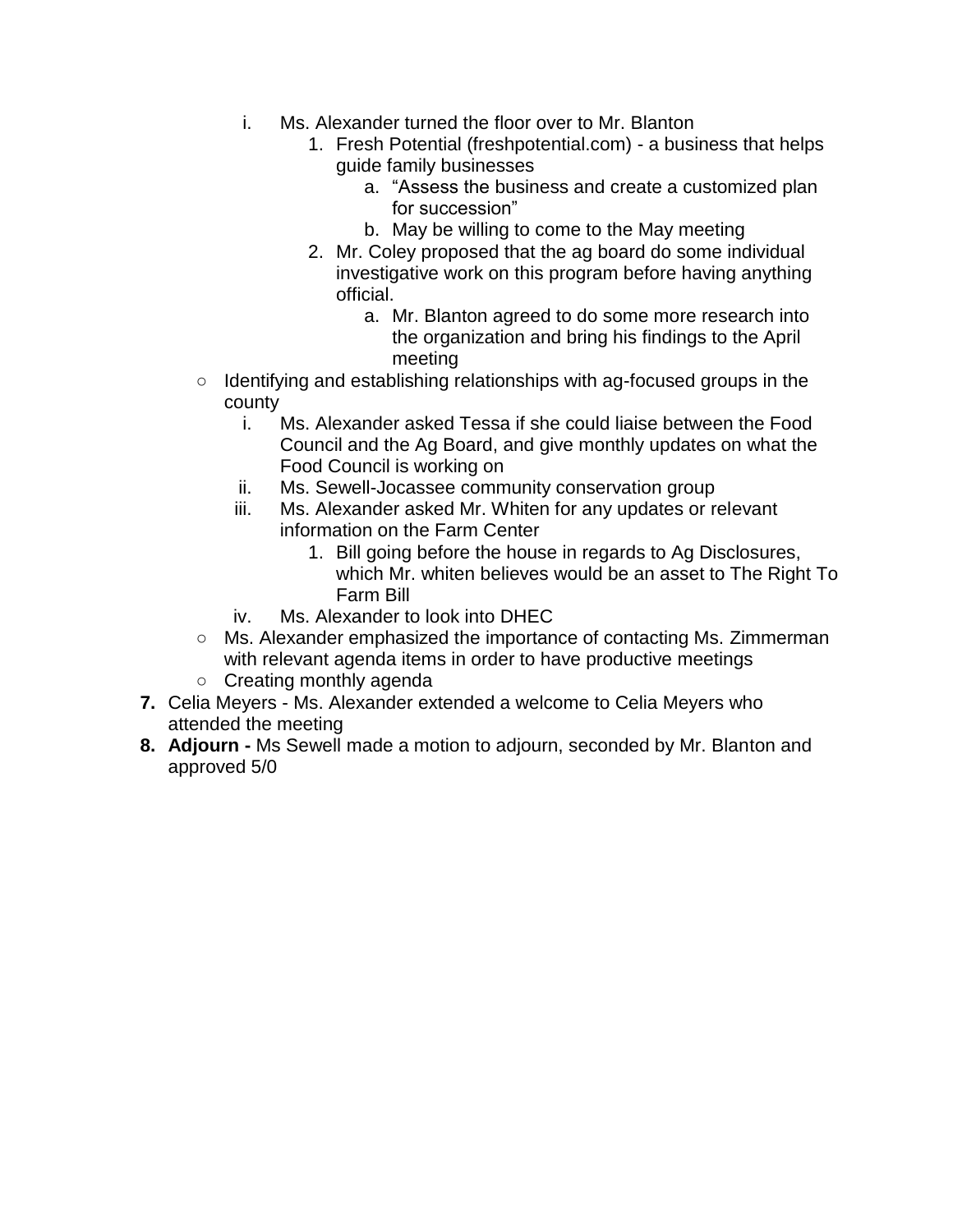i. Ms. Alexander turned the floor over to Mr. Blanton
   1. Fresh Potential (freshpotential.com) - a business that helps guide family businesses
      a. "Assess the business and create a customized plan for succession"
      b. May be willing to come to the May meeting
   2. Mr. Coley proposed that the ag board do some individual investigative work on this program before having anything official.
      a. Mr. Blanton agreed to do some more research into the organization and bring his findings to the April meeting

- Identifying and establishing relationships with ag-focused groups in the county
  i. Ms. Alexander asked Tessa if she could liaise between the Food Council and the Ag Board, and give monthly updates on what the Food Council is working on
  ii. Ms. Sewell-Jocassee community conservation group
  iii. Ms. Alexander asked Mr. Whiten for any updates or relevant information on the Farm Center
     1. Bill going before the house in regards to Ag Disclosures, which Mr. whiten believes would be an asset to The Right To Farm Bill
  iv. Ms. Alexander to look into DHEC
- Ms. Alexander emphasized the importance of contacting Ms. Zimmerman with relevant agenda items in order to have productive meetings
- Creating monthly agenda

7. Celia Meyers - Ms. Alexander extended a welcome to Celia Meyers who attended the meeting
8. **Adjourn -** Ms Sewell made a motion to adjourn, seconded by Mr. Blanton and approved 5/0